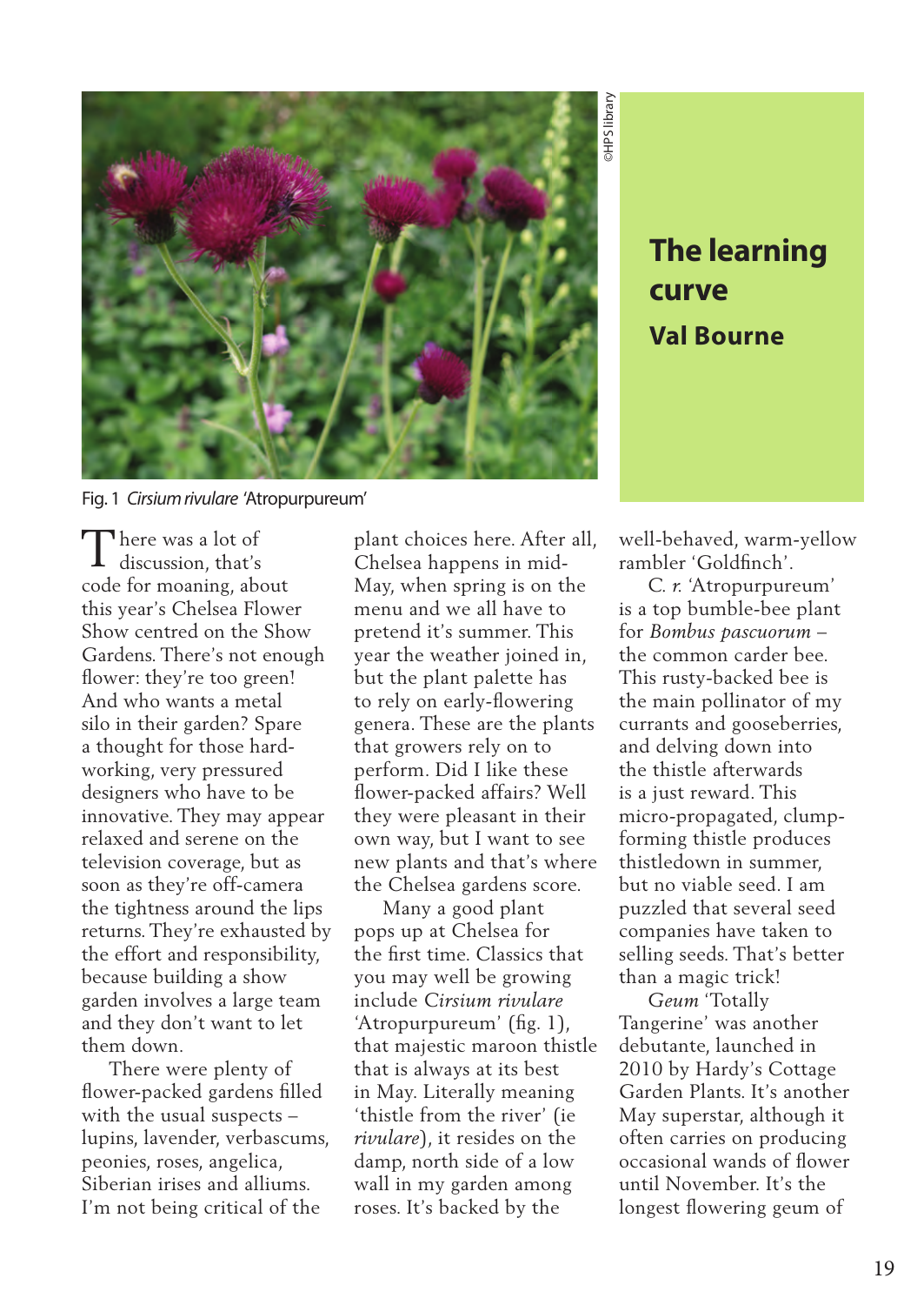# The learning curve

## Val Bourne

Fig. 1 *Cirsium rivulare* 'Atropurpureum'

There was a lot of discussion, that's code for moaning, about this year's Chelsea Flower Show centred on the Show Gardens. There's not enough flower: they're too green! And who wants a metal silo in their garden? Spare a thought for those hard-working, very pressured designers who have to be innovative. They may appear relaxed and serene on the television coverage, but as soon as they're off-camera the tightness around the lips returns. They're exhausted by the effort and responsibility, because building a show garden involves a large team and they don't want to let them down.

There were plenty of flower-packed gardens filled with the usual suspects – lupins, lavender, verbascums, peonies, roses, angelica, Siberian irises and alliums. I'm not being critical of the plant choices here. After all, Chelsea happens in mid-May, when spring is on the menu and we all have to pretend it's summer. This year the weather joined in, but the plant palette has to rely on early-flowering genera. These are the plants that growers rely on to perform. Did I like these flower-packed affairs? Well they were pleasant in their own way, but I want to see new plants and that's where the Chelsea gardens score.

Many a good plant pops up at Chelsea for the first time. Classics that you may well be growing include *Cirsium rivulare* 'Atropurpureum' (fig. 1), that majestic maroon thistle that is always at its best in May. Literally meaning 'thistle from the river' (ie *rivulare*), it resides on the damp, north side of a low wall in my garden among roses. It's backed by the well-behaved, warm-yellow rambler 'Goldfinch'.

*C. r.* 'Atropurpureum' is a top bumble-bee plant for *Bombus pascuorum* – the common carder bee. This rusty-backed bee is the main pollinator of my currants and gooseberries, and delving down into the thistle afterwards is a just reward. This micro-propagated, clump-forming thistle produces thistledown in summer, but no viable seed. I am puzzled that several seed companies have taken to selling seeds. That's better than a magic trick!

*Geum* 'Totally Tangerine' was another debutante, launched in 2010 by Hardy's Cottage Garden Plants. It's another May superstar, although it often carries on producing occasional wands of flower until November. It's the longest flowering geum of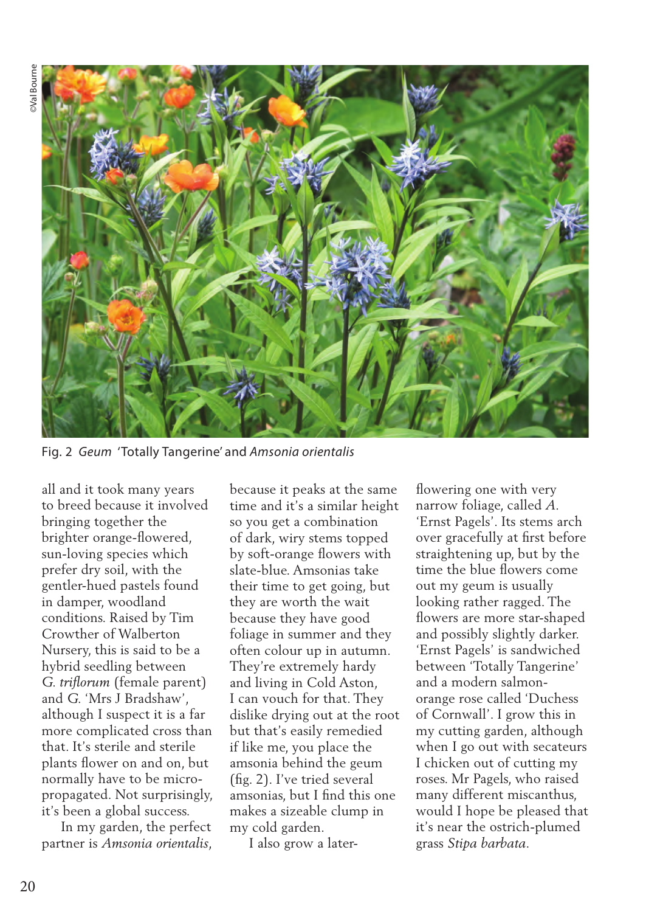Fig. 2 *Geum* 'Totally Tangerine' and *Amsonia orientalis*

all and it took many years to breed because it involved bringing together the brighter orange-flowered, sun-loving species which prefer dry soil, with the gentler-hued pastels found in damper, woodland conditions. Raised by Tim Crowther of Walberton Nursery, this is said to be a hybrid seedling between *G. triflorum* (female parent) and *G.* 'Mrs J Bradshaw', although I suspect it is a far more complicated cross than that. It's sterile and sterile plants flower on and on, but normally have to be micro-propagated. Not surprisingly, it's been a global success.

In my garden, the perfect partner is *Amsonia orientalis*, because it peaks at the same time and it's a similar height so you get a combination of dark, wiry stems topped by soft-orange flowers with slate-blue. Amsonias take their time to get going, but they are worth the wait because they have good foliage in summer and they often colour up in autumn. They're extremely hardy and living in Cold Aston, I can vouch for that. They dislike drying out at the root but that's easily remedied if like me, you place the amsonia behind the geum (fig. 2). I've tried several amsonias, but I find this one makes a sizeable clump in my cold garden.

I also grow a later-flowering one with very narrow foliage, called *A.* 'Ernst Pagels'. Its stems arch over gracefully at first before straightening up, but by the time the blue flowers come out my geum is usually looking rather ragged. The flowers are more star-shaped and possibly slightly darker. 'Ernst Pagels' is sandwiched between 'Totally Tangerine' and a modern salmon-orange rose called 'Duchess of Cornwall'. I grow this in my cutting garden, although when I go out with secateurs I chicken out of cutting my roses. Mr Pagels, who raised many different miscanthus, would I hope be pleased that it's near the ostrich-plumed grass *Stipa barbata*.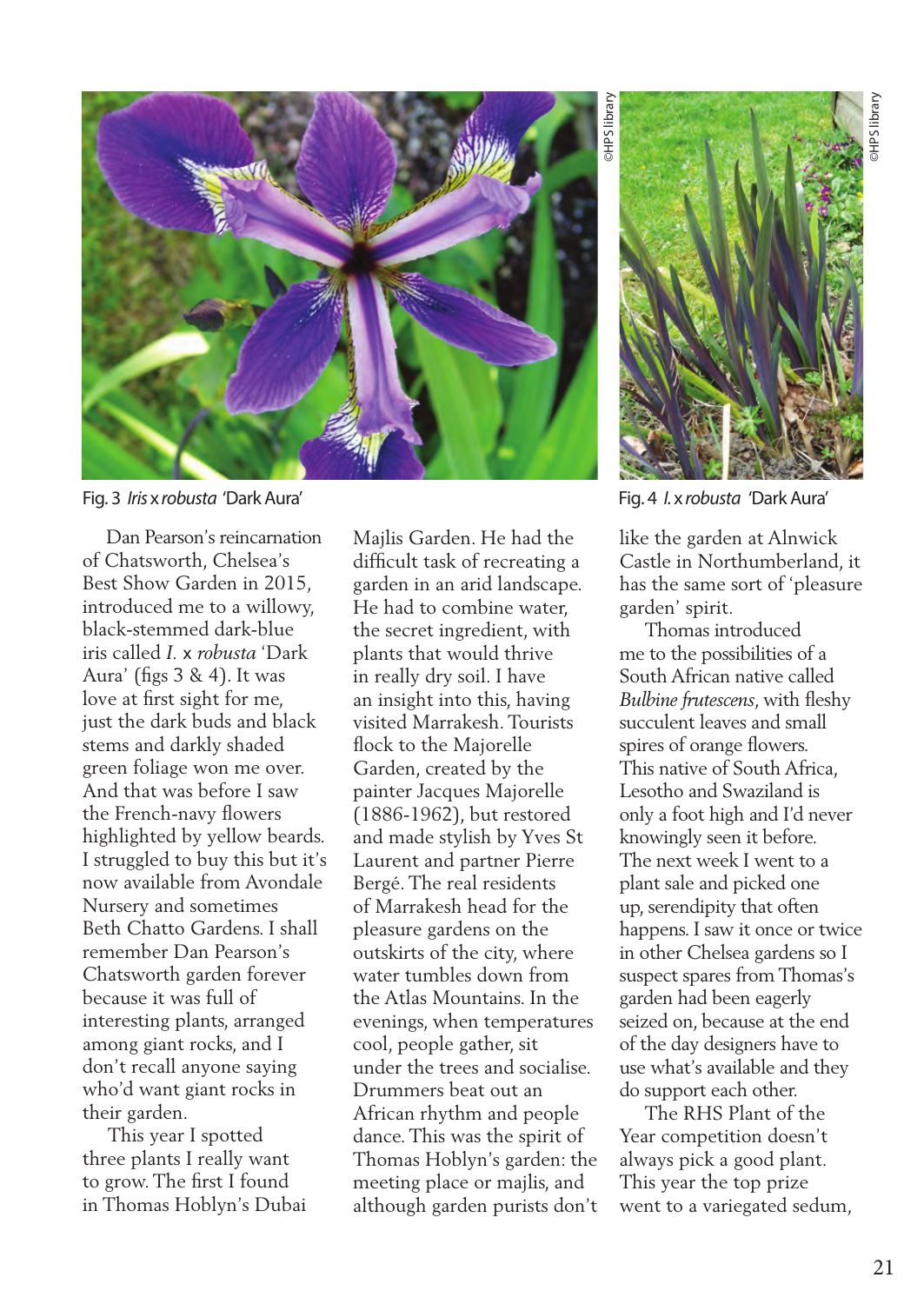©HPS library

Fig. 3 *Iris* x *robusta* 'Dark Aura'

©HPS library

Fig. 4 *I.* x *robusta* 'Dark Aura'

Dan Pearson's reincarnation of Chatsworth, Chelsea's Best Show Garden in 2015, introduced me to a willowy, black-stemmed dark-blue iris called *I.* x *robusta* 'Dark Aura' (figs 3 & 4). It was love at first sight for me, just the dark buds and black stems and darkly shaded green foliage won me over. And that was before I saw the French-navy flowers highlighted by yellow beards. I struggled to buy this but it's now available from Avondale Nursery and sometimes Beth Chatto Gardens. I shall remember Dan Pearson's Chatsworth garden forever because it was full of interesting plants, arranged among giant rocks, and I don't recall anyone saying who'd want giant rocks in their garden.

This year I spotted three plants I really want to grow. The first I found in Thomas Hoblyn's Dubai Majlis Garden. He had the difficult task of recreating a garden in an arid landscape. He had to combine water, the secret ingredient, with plants that would thrive in really dry soil. I have an insight into this, having visited Marrakesh. Tourists flock to the Majorelle Garden, created by the painter Jacques Majorelle (1886-1962), but restored and made stylish by Yves St Laurent and partner Pierre Bergé. The real residents of Marrakesh head for the pleasure gardens on the outskirts of the city, where water tumbles down from the Atlas Mountains. In the evenings, when temperatures cool, people gather, sit under the trees and socialise. Drummers beat out an African rhythm and people dance. This was the spirit of Thomas Hoblyn's garden: the meeting place or majlis, and although garden purists don't like the garden at Alnwick Castle in Northumberland, it has the same sort of 'pleasure garden' spirit.

Thomas introduced me to the possibilities of a South African native called *Bulbine frutescens*, with fleshy succulent leaves and small spires of orange flowers. This native of South Africa, Lesotho and Swaziland is only a foot high and I'd never knowingly seen it before. The next week I went to a plant sale and picked one up, serendipity that often happens. I saw it once or twice in other Chelsea gardens so I suspect spares from Thomas's garden had been eagerly seized on, because at the end of the day designers have to use what's available and they do support each other.

The RHS Plant of the Year competition doesn't always pick a good plant. This year the top prize went to a variegated sedum,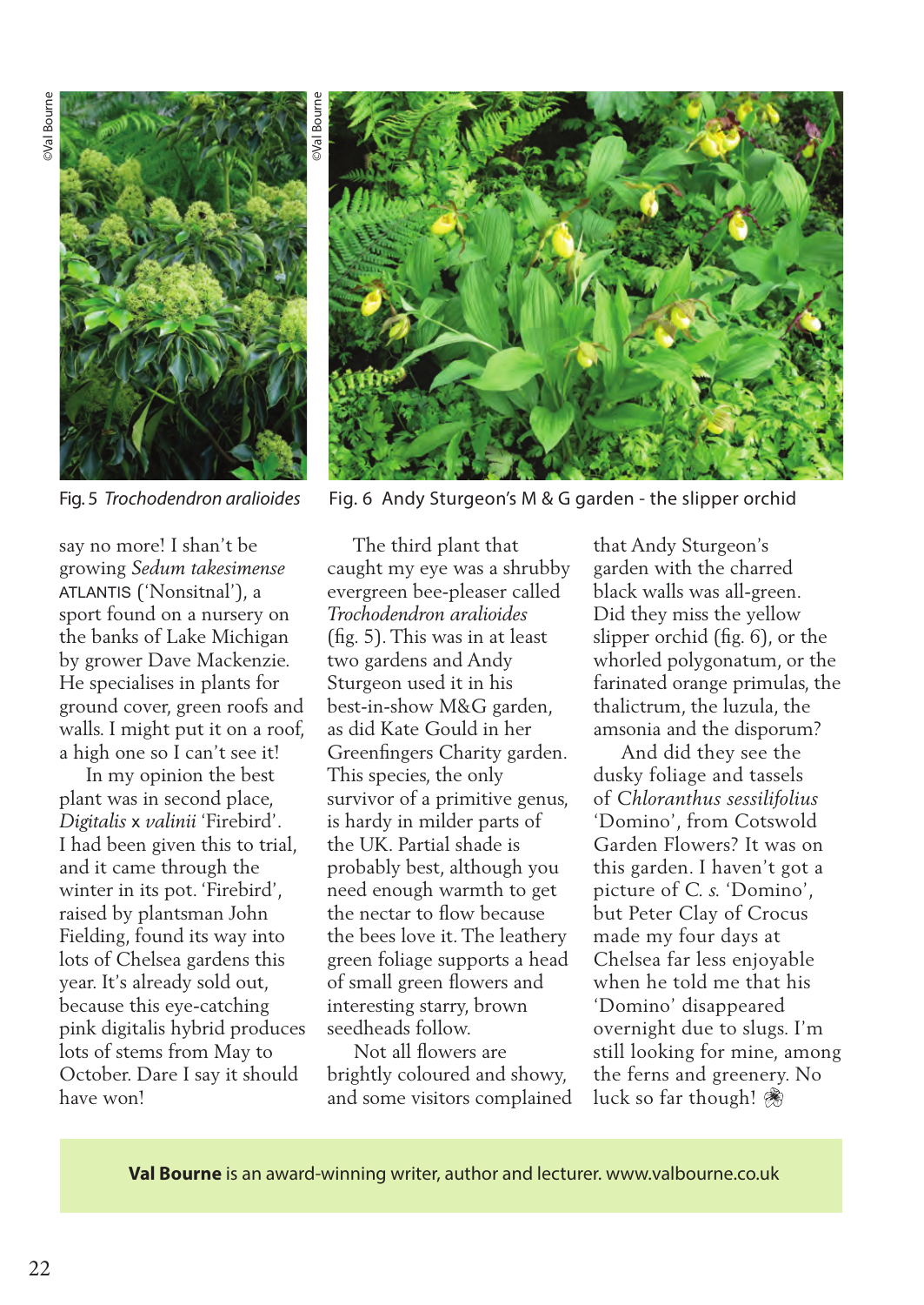Fig. 5 *Trochodendron aralioides*

Fig. 6 Andy Sturgeon's M & G garden - the slipper orchid

say no more! I shan't be growing *Sedum takesimense* ATLANTIS ('Nonsitnal'), a sport found on a nursery on the banks of Lake Michigan by grower Dave Mackenzie. He specialises in plants for ground cover, green roofs and walls. I might put it on a roof, a high one so I can't see it!

In my opinion the best plant was in second place, *Digitalis* x *valinii* 'Firebird'. I had been given this to trial, and it came through the winter in its pot. 'Firebird', raised by plantsman John Fielding, found its way into lots of Chelsea gardens this year. It's already sold out, because this eye-catching pink digitalis hybrid produces lots of stems from May to October. Dare I say it should have won!

The third plant that caught my eye was a shrubby evergreen bee-pleaser called *Trochodendron aralioides* (fig. 5). This was in at least two gardens and Andy Sturgeon used it in his best-in-show M&G garden, as did Kate Gould in her Greenfingers Charity garden. This species, the only survivor of a primitive genus, is hardy in milder parts of the UK. Partial shade is probably best, although you need enough warmth to get the nectar to flow because the bees love it. The leathery green foliage supports a head of small green flowers and interesting starry, brown seedheads follow.

Not all flowers are brightly coloured and showy, and some visitors complained that Andy Sturgeon's garden with the charred black walls was all-green. Did they miss the yellow slipper orchid (fig. 6), or the whorled polygonatum, or the farinated orange primulas, the thalictrum, the luzula, the amsonia and the disporum?

And did they see the dusky foliage and tassels of *Chloranthus sessilifolius* 'Domino', from Cotswold Garden Flowers? It was on this garden. I haven't got a picture of *C. s.* 'Domino', but Peter Clay of Crocus made my four days at Chelsea far less enjoyable when he told me that his 'Domino' disappeared overnight due to slugs. I'm still looking for mine, among the ferns and greenery. No luck so far though!

**Val Bourne** is an award-winning writer, author and lecturer. www.valbourne.co.uk